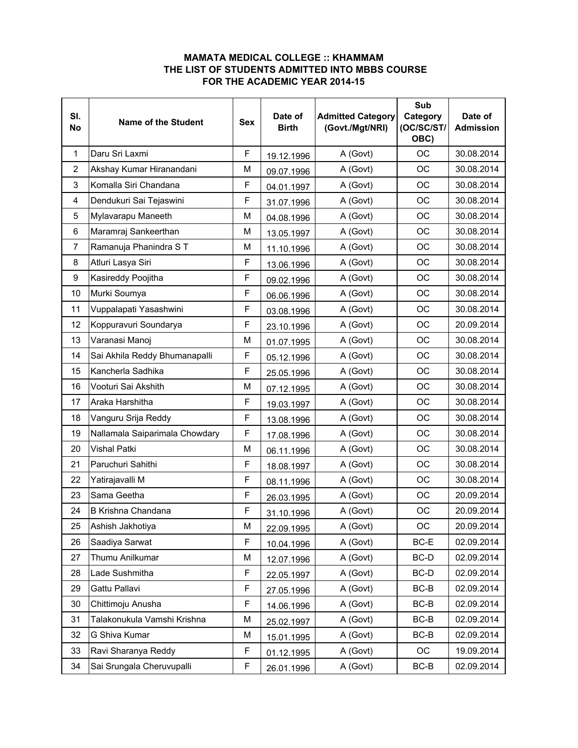**MAMATA MEDICAL COLLEGE :: KHAMMAM**
**THE LIST OF STUDENTS ADMITTED INTO MBBS COURSE**
**FOR THE ACADEMIC YEAR 2014-15**

| Sl. No | Name of the Student | Sex | Date of Birth | Admitted Category (Govt./Mgt/NRI) | Sub Category (OC/SC/ST/ OBC) | Date of Admission |
|---|---|---|---|---|---|---|
| 1 | Daru Sri Laxmi | F | 19.12.1996 | A (Govt) | OC | 30.08.2014 |
| 2 | Akshay Kumar Hiranandani | M | 09.07.1996 | A (Govt) | OC | 30.08.2014 |
| 3 | Komalla Siri Chandana | F | 04.01.1997 | A (Govt) | OC | 30.08.2014 |
| 4 | Dendukuri Sai Tejaswini | F | 31.07.1996 | A (Govt) | OC | 30.08.2014 |
| 5 | Mylavarapu Maneeth | M | 04.08.1996 | A (Govt) | OC | 30.08.2014 |
| 6 | Maramraj Sankeerthan | M | 13.05.1997 | A (Govt) | OC | 30.08.2014 |
| 7 | Ramanuja Phanindra S T | M | 11.10.1996 | A (Govt) | OC | 30.08.2014 |
| 8 | Atluri Lasya Siri | F | 13.06.1996 | A (Govt) | OC | 30.08.2014 |
| 9 | Kasireddy Poojitha | F | 09.02.1996 | A (Govt) | OC | 30.08.2014 |
| 10 | Murki Soumya | F | 06.06.1996 | A (Govt) | OC | 30.08.2014 |
| 11 | Vuppalapati Yasashwini | F | 03.08.1996 | A (Govt) | OC | 30.08.2014 |
| 12 | Koppuravuri Soundarya | F | 23.10.1996 | A (Govt) | OC | 20.09.2014 |
| 13 | Varanasi Manoj | M | 01.07.1995 | A (Govt) | OC | 30.08.2014 |
| 14 | Sai Akhila Reddy Bhumanapalli | F | 05.12.1996 | A (Govt) | OC | 30.08.2014 |
| 15 | Kancherla Sadhika | F | 25.05.1996 | A (Govt) | OC | 30.08.2014 |
| 16 | Vooturi Sai Akshith | M | 07.12.1995 | A (Govt) | OC | 30.08.2014 |
| 17 | Araka Harshitha | F | 19.03.1997 | A (Govt) | OC | 30.08.2014 |
| 18 | Vanguru Srija Reddy | F | 13.08.1996 | A (Govt) | OC | 30.08.2014 |
| 19 | Nallamala Saiparimala Chowdary | F | 17.08.1996 | A (Govt) | OC | 30.08.2014 |
| 20 | Vishal Patki | M | 06.11.1996 | A (Govt) | OC | 30.08.2014 |
| 21 | Paruchuri Sahithi | F | 18.08.1997 | A (Govt) | OC | 30.08.2014 |
| 22 | Yatirajavalli M | F | 08.11.1996 | A (Govt) | OC | 30.08.2014 |
| 23 | Sama Geetha | F | 26.03.1995 | A (Govt) | OC | 20.09.2014 |
| 24 | B Krishna Chandana | F | 31.10.1996 | A (Govt) | OC | 20.09.2014 |
| 25 | Ashish Jakhotiya | M | 22.09.1995 | A (Govt) | OC | 20.09.2014 |
| 26 | Saadiya Sarwat | F | 10.04.1996 | A (Govt) | BC-E | 02.09.2014 |
| 27 | Thumu Anilkumar | M | 12.07.1996 | A (Govt) | BC-D | 02.09.2014 |
| 28 | Lade Sushmitha | F | 22.05.1997 | A (Govt) | BC-D | 02.09.2014 |
| 29 | Gattu Pallavi | F | 27.05.1996 | A (Govt) | BC-B | 02.09.2014 |
| 30 | Chittimoju Anusha | F | 14.06.1996 | A (Govt) | BC-B | 02.09.2014 |
| 31 | Talakonukula Vamshi Krishna | M | 25.02.1997 | A (Govt) | BC-B | 02.09.2014 |
| 32 | G Shiva Kumar | M | 15.01.1995 | A (Govt) | BC-B | 02.09.2014 |
| 33 | Ravi Sharanya Reddy | F | 01.12.1995 | A (Govt) | OC | 19.09.2014 |
| 34 | Sai Srungala Cheruvupalli | F | 26.01.1996 | A (Govt) | BC-B | 02.09.2014 |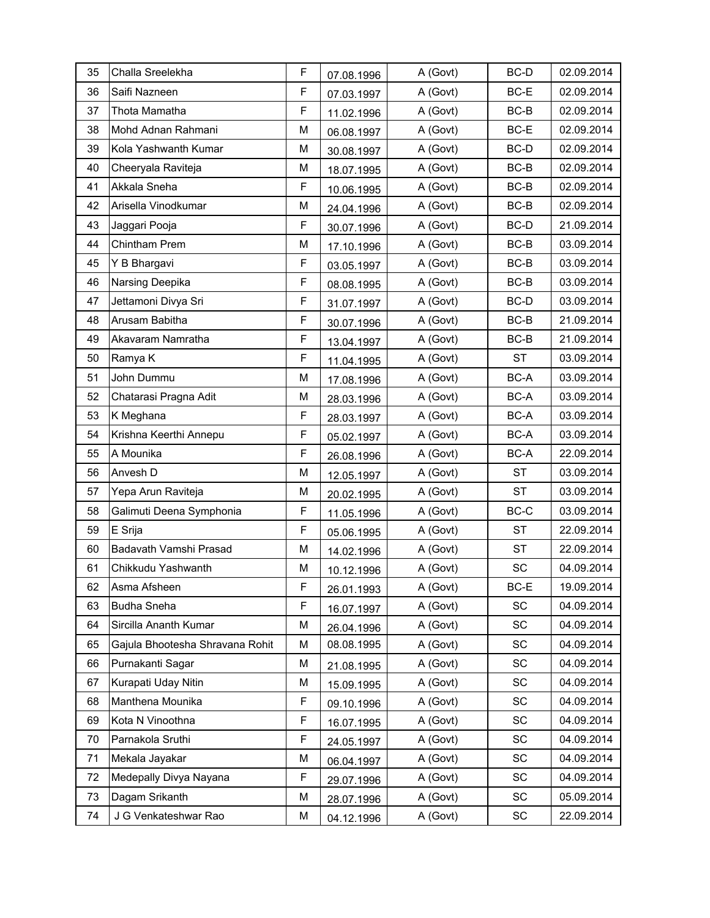| 35 | Challa Sreelekha | F | 07.08.1996 | A (Govt) | BC-D | 02.09.2014 |
|---|---|---|---|---|---|---|
| 36 | Saifi Nazneen | F | 07.03.1997 | A (Govt) | BC-E | 02.09.2014 |
| 37 | Thota Mamatha | F | 11.02.1996 | A (Govt) | BC-B | 02.09.2014 |
| 38 | Mohd Adnan Rahmani | M | 06.08.1997 | A (Govt) | BC-E | 02.09.2014 |
| 39 | Kola Yashwanth Kumar | M | 30.08.1997 | A (Govt) | BC-D | 02.09.2014 |
| 40 | Cheeryala Raviteja | M | 18.07.1995 | A (Govt) | BC-B | 02.09.2014 |
| 41 | Akkala Sneha | F | 10.06.1995 | A (Govt) | BC-B | 02.09.2014 |
| 42 | Arisella Vinodkumar | M | 24.04.1996 | A (Govt) | BC-B | 02.09.2014 |
| 43 | Jaggari Pooja | F | 30.07.1996 | A (Govt) | BC-D | 21.09.2014 |
| 44 | Chintham Prem | M | 17.10.1996 | A (Govt) | BC-B | 03.09.2014 |
| 45 | Y B Bhargavi | F | 03.05.1997 | A (Govt) | BC-B | 03.09.2014 |
| 46 | Narsing Deepika | F | 08.08.1995 | A (Govt) | BC-B | 03.09.2014 |
| 47 | Jettamoni Divya Sri | F | 31.07.1997 | A (Govt) | BC-D | 03.09.2014 |
| 48 | Arusam Babitha | F | 30.07.1996 | A (Govt) | BC-B | 21.09.2014 |
| 49 | Akavaram Namratha | F | 13.04.1997 | A (Govt) | BC-B | 21.09.2014 |
| 50 | Ramya K | F | 11.04.1995 | A (Govt) | ST | 03.09.2014 |
| 51 | John Dummu | M | 17.08.1996 | A (Govt) | BC-A | 03.09.2014 |
| 52 | Chatarasi Pragna Adit | M | 28.03.1996 | A (Govt) | BC-A | 03.09.2014 |
| 53 | K Meghana | F | 28.03.1997 | A (Govt) | BC-A | 03.09.2014 |
| 54 | Krishna Keerthi Annepu | F | 05.02.1997 | A (Govt) | BC-A | 03.09.2014 |
| 55 | A Mounika | F | 26.08.1996 | A (Govt) | BC-A | 22.09.2014 |
| 56 | Anvesh D | M | 12.05.1997 | A (Govt) | ST | 03.09.2014 |
| 57 | Yepa Arun Raviteja | M | 20.02.1995 | A (Govt) | ST | 03.09.2014 |
| 58 | Galimuti Deena Symphonia | F | 11.05.1996 | A (Govt) | BC-C | 03.09.2014 |
| 59 | E Srija | F | 05.06.1995 | A (Govt) | ST | 22.09.2014 |
| 60 | Badavath Vamshi Prasad | M | 14.02.1996 | A (Govt) | ST | 22.09.2014 |
| 61 | Chikkudu Yashwanth | M | 10.12.1996 | A (Govt) | SC | 04.09.2014 |
| 62 | Asma Afsheen | F | 26.01.1993 | A (Govt) | BC-E | 19.09.2014 |
| 63 | Budha Sneha | F | 16.07.1997 | A (Govt) | SC | 04.09.2014 |
| 64 | Sircilla Ananth Kumar | M | 26.04.1996 | A (Govt) | SC | 04.09.2014 |
| 65 | Gajula Bhootesha Shravana Rohit | M | 08.08.1995 | A (Govt) | SC | 04.09.2014 |
| 66 | Purnakanti Sagar | M | 21.08.1995 | A (Govt) | SC | 04.09.2014 |
| 67 | Kurapati Uday Nitin | M | 15.09.1995 | A (Govt) | SC | 04.09.2014 |
| 68 | Manthena Mounika | F | 09.10.1996 | A (Govt) | SC | 04.09.2014 |
| 69 | Kota N Vinoothna | F | 16.07.1995 | A (Govt) | SC | 04.09.2014 |
| 70 | Parnakola Sruthi | F | 24.05.1997 | A (Govt) | SC | 04.09.2014 |
| 71 | Mekala Jayakar | M | 06.04.1997 | A (Govt) | SC | 04.09.2014 |
| 72 | Medepally Divya Nayana | F | 29.07.1996 | A (Govt) | SC | 04.09.2014 |
| 73 | Dagam Srikanth | M | 28.07.1996 | A (Govt) | SC | 05.09.2014 |
| 74 | J G Venkateshwar Rao | M | 04.12.1996 | A (Govt) | SC | 22.09.2014 |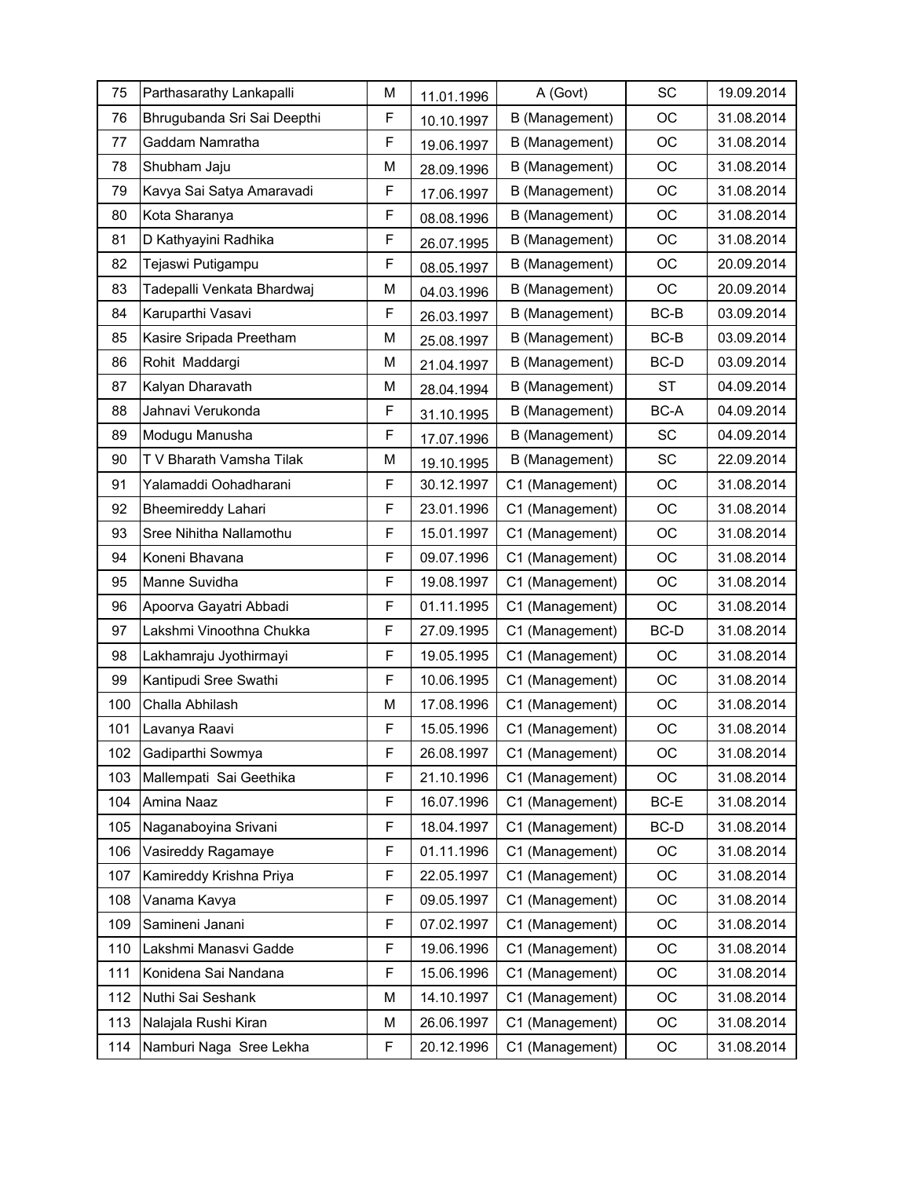| | | | | | | |
|---|---|---|---|---|---|---|
| 75 | Parthasarathy Lankapalli | M | 11.01.1996 | A (Govt) | SC | 19.09.2014 |
| 76 | Bhrugubanda Sri Sai Deepthi | F | 10.10.1997 | B (Management) | OC | 31.08.2014 |
| 77 | Gaddam Namratha | F | 19.06.1997 | B (Management) | OC | 31.08.2014 |
| 78 | Shubham Jaju | M | 28.09.1996 | B (Management) | OC | 31.08.2014 |
| 79 | Kavya Sai Satya Amaravadi | F | 17.06.1997 | B (Management) | OC | 31.08.2014 |
| 80 | Kota Sharanya | F | 08.08.1996 | B (Management) | OC | 31.08.2014 |
| 81 | D Kathyayini Radhika | F | 26.07.1995 | B (Management) | OC | 31.08.2014 |
| 82 | Tejaswi Putigampu | F | 08.05.1997 | B (Management) | OC | 20.09.2014 |
| 83 | Tadepalli Venkata Bhardwaj | M | 04.03.1996 | B (Management) | OC | 20.09.2014 |
| 84 | Karuparthi Vasavi | F | 26.03.1997 | B (Management) | BC-B | 03.09.2014 |
| 85 | Kasire Sripada Preetham | M | 25.08.1997 | B (Management) | BC-B | 03.09.2014 |
| 86 | Rohit Maddargi | M | 21.04.1997 | B (Management) | BC-D | 03.09.2014 |
| 87 | Kalyan Dharavath | M | 28.04.1994 | B (Management) | ST | 04.09.2014 |
| 88 | Jahnavi Verukonda | F | 31.10.1995 | B (Management) | BC-A | 04.09.2014 |
| 89 | Modugu Manusha | F | 17.07.1996 | B (Management) | SC | 04.09.2014 |
| 90 | T V Bharath Vamsha Tilak | M | 19.10.1995 | B (Management) | SC | 22.09.2014 |
| 91 | Yalamaddi Oohadharani | F | 30.12.1997 | C1 (Management) | OC | 31.08.2014 |
| 92 | Bheemireddy Lahari | F | 23.01.1996 | C1 (Management) | OC | 31.08.2014 |
| 93 | Sree Nihitha Nallamothu | F | 15.01.1997 | C1 (Management) | OC | 31.08.2014 |
| 94 | Koneni Bhavana | F | 09.07.1996 | C1 (Management) | OC | 31.08.2014 |
| 95 | Manne Suvidha | F | 19.08.1997 | C1 (Management) | OC | 31.08.2014 |
| 96 | Apoorva Gayatri Abbadi | F | 01.11.1995 | C1 (Management) | OC | 31.08.2014 |
| 97 | Lakshmi Vinoothna Chukka | F | 27.09.1995 | C1 (Management) | BC-D | 31.08.2014 |
| 98 | Lakhamraju Jyothirmayi | F | 19.05.1995 | C1 (Management) | OC | 31.08.2014 |
| 99 | Kantipudi Sree Swathi | F | 10.06.1995 | C1 (Management) | OC | 31.08.2014 |
| 100 | Challa Abhilash | M | 17.08.1996 | C1 (Management) | OC | 31.08.2014 |
| 101 | Lavanya Raavi | F | 15.05.1996 | C1 (Management) | OC | 31.08.2014 |
| 102 | Gadiparthi Sowmya | F | 26.08.1997 | C1 (Management) | OC | 31.08.2014 |
| 103 | Mallempati Sai Geethika | F | 21.10.1996 | C1 (Management) | OC | 31.08.2014 |
| 104 | Amina Naaz | F | 16.07.1996 | C1 (Management) | BC-E | 31.08.2014 |
| 105 | Naganaboyina Srivani | F | 18.04.1997 | C1 (Management) | BC-D | 31.08.2014 |
| 106 | Vasireddy Ragamaye | F | 01.11.1996 | C1 (Management) | OC | 31.08.2014 |
| 107 | Kamireddy Krishna Priya | F | 22.05.1997 | C1 (Management) | OC | 31.08.2014 |
| 108 | Vanama Kavya | F | 09.05.1997 | C1 (Management) | OC | 31.08.2014 |
| 109 | Samineni Janani | F | 07.02.1997 | C1 (Management) | OC | 31.08.2014 |
| 110 | Lakshmi Manasvi Gadde | F | 19.06.1996 | C1 (Management) | OC | 31.08.2014 |
| 111 | Konidena Sai Nandana | F | 15.06.1996 | C1 (Management) | OC | 31.08.2014 |
| 112 | Nuthi Sai Seshank | M | 14.10.1997 | C1 (Management) | OC | 31.08.2014 |
| 113 | Nalajala Rushi Kiran | M | 26.06.1997 | C1 (Management) | OC | 31.08.2014 |
| 114 | Namburi Naga Sree Lekha | F | 20.12.1996 | C1 (Management) | OC | 31.08.2014 |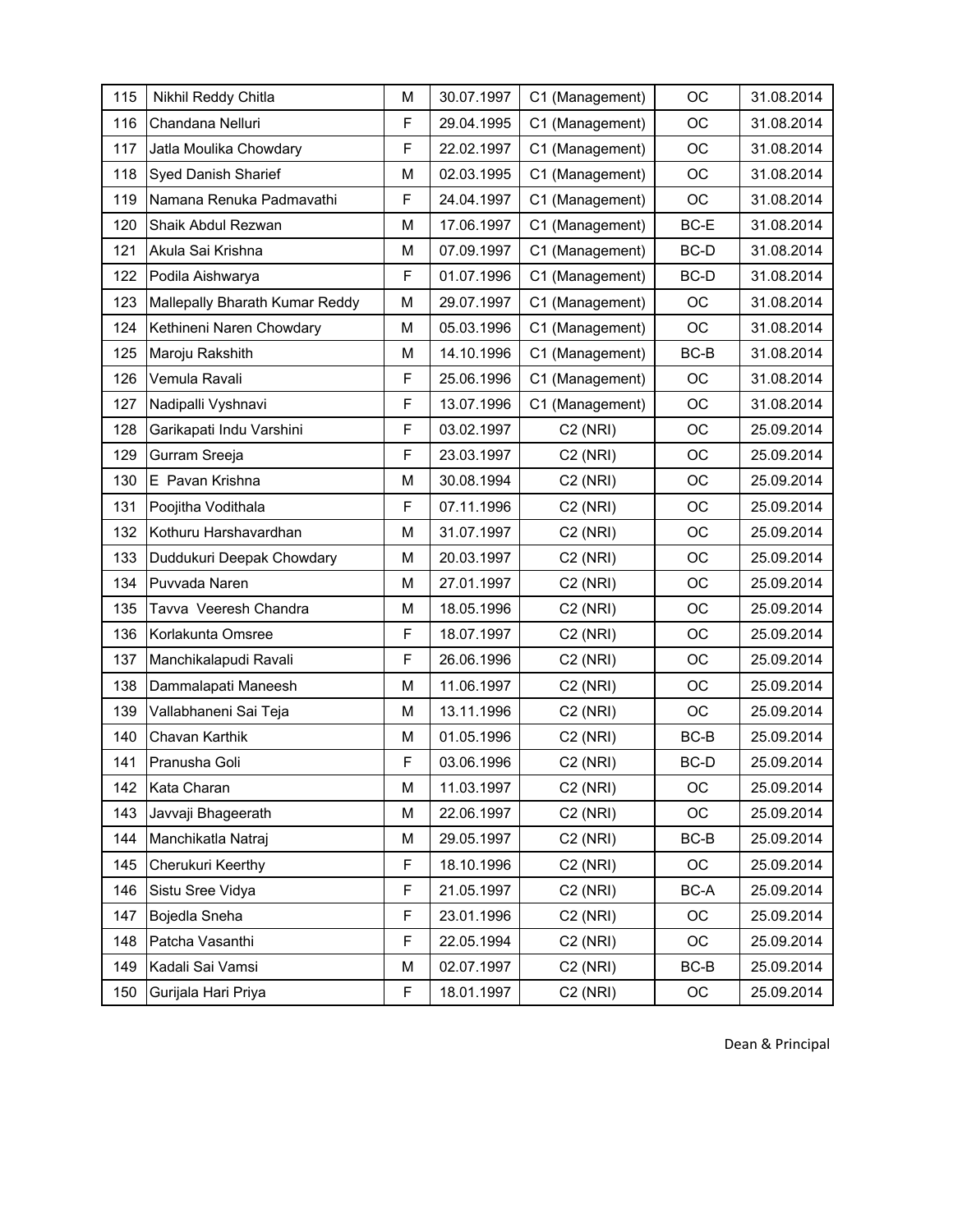| | | | | | | |
|---|---|---|---|---|---|---|
| 115 | Nikhil Reddy Chitla | M | 30.07.1997 | C1 (Management) | OC | 31.08.2014 |
| 116 | Chandana Nelluri | F | 29.04.1995 | C1 (Management) | OC | 31.08.2014 |
| 117 | Jatla Moulika Chowdary | F | 22.02.1997 | C1 (Management) | OC | 31.08.2014 |
| 118 | Syed Danish Sharief | M | 02.03.1995 | C1 (Management) | OC | 31.08.2014 |
| 119 | Namana Renuka Padmavathi | F | 24.04.1997 | C1 (Management) | OC | 31.08.2014 |
| 120 | Shaik Abdul Rezwan | M | 17.06.1997 | C1 (Management) | BC-E | 31.08.2014 |
| 121 | Akula Sai Krishna | M | 07.09.1997 | C1 (Management) | BC-D | 31.08.2014 |
| 122 | Podila Aishwarya | F | 01.07.1996 | C1 (Management) | BC-D | 31.08.2014 |
| 123 | Mallepally Bharath Kumar Reddy | M | 29.07.1997 | C1 (Management) | OC | 31.08.2014 |
| 124 | Kethineni Naren Chowdary | M | 05.03.1996 | C1 (Management) | OC | 31.08.2014 |
| 125 | Maroju Rakshith | M | 14.10.1996 | C1 (Management) | BC-B | 31.08.2014 |
| 126 | Vemula Ravali | F | 25.06.1996 | C1 (Management) | OC | 31.08.2014 |
| 127 | Nadipalli Vyshnavi | F | 13.07.1996 | C1 (Management) | OC | 31.08.2014 |
| 128 | Garikapati Indu Varshini | F | 03.02.1997 | C2 (NRI) | OC | 25.09.2014 |
| 129 | Gurram Sreeja | F | 23.03.1997 | C2 (NRI) | OC | 25.09.2014 |
| 130 | E Pavan Krishna | M | 30.08.1994 | C2 (NRI) | OC | 25.09.2014 |
| 131 | Poojitha Vodithala | F | 07.11.1996 | C2 (NRI) | OC | 25.09.2014 |
| 132 | Kothuru Harshavardhan | M | 31.07.1997 | C2 (NRI) | OC | 25.09.2014 |
| 133 | Duddukuri Deepak Chowdary | M | 20.03.1997 | C2 (NRI) | OC | 25.09.2014 |
| 134 | Puvvada Naren | M | 27.01.1997 | C2 (NRI) | OC | 25.09.2014 |
| 135 | Tavva Veeresh Chandra | M | 18.05.1996 | C2 (NRI) | OC | 25.09.2014 |
| 136 | Korlakunta Omsree | F | 18.07.1997 | C2 (NRI) | OC | 25.09.2014 |
| 137 | Manchikalapudi Ravali | F | 26.06.1996 | C2 (NRI) | OC | 25.09.2014 |
| 138 | Dammalapati Maneesh | M | 11.06.1997 | C2 (NRI) | OC | 25.09.2014 |
| 139 | Vallabhaneni Sai Teja | M | 13.11.1996 | C2 (NRI) | OC | 25.09.2014 |
| 140 | Chavan Karthik | M | 01.05.1996 | C2 (NRI) | BC-B | 25.09.2014 |
| 141 | Pranusha Goli | F | 03.06.1996 | C2 (NRI) | BC-D | 25.09.2014 |
| 142 | Kata Charan | M | 11.03.1997 | C2 (NRI) | OC | 25.09.2014 |
| 143 | Javvaji Bhageerath | M | 22.06.1997 | C2 (NRI) | OC | 25.09.2014 |
| 144 | Manchikatla Natraj | M | 29.05.1997 | C2 (NRI) | BC-B | 25.09.2014 |
| 145 | Cherukuri Keerthy | F | 18.10.1996 | C2 (NRI) | OC | 25.09.2014 |
| 146 | Sistu Sree Vidya | F | 21.05.1997 | C2 (NRI) | BC-A | 25.09.2014 |
| 147 | Bojedla Sneha | F | 23.01.1996 | C2 (NRI) | OC | 25.09.2014 |
| 148 | Patcha Vasanthi | F | 22.05.1994 | C2 (NRI) | OC | 25.09.2014 |
| 149 | Kadali Sai Vamsi | M | 02.07.1997 | C2 (NRI) | BC-B | 25.09.2014 |
| 150 | Gurijala Hari Priya | F | 18.01.1997 | C2 (NRI) | OC | 25.09.2014 |

Dean & Principal